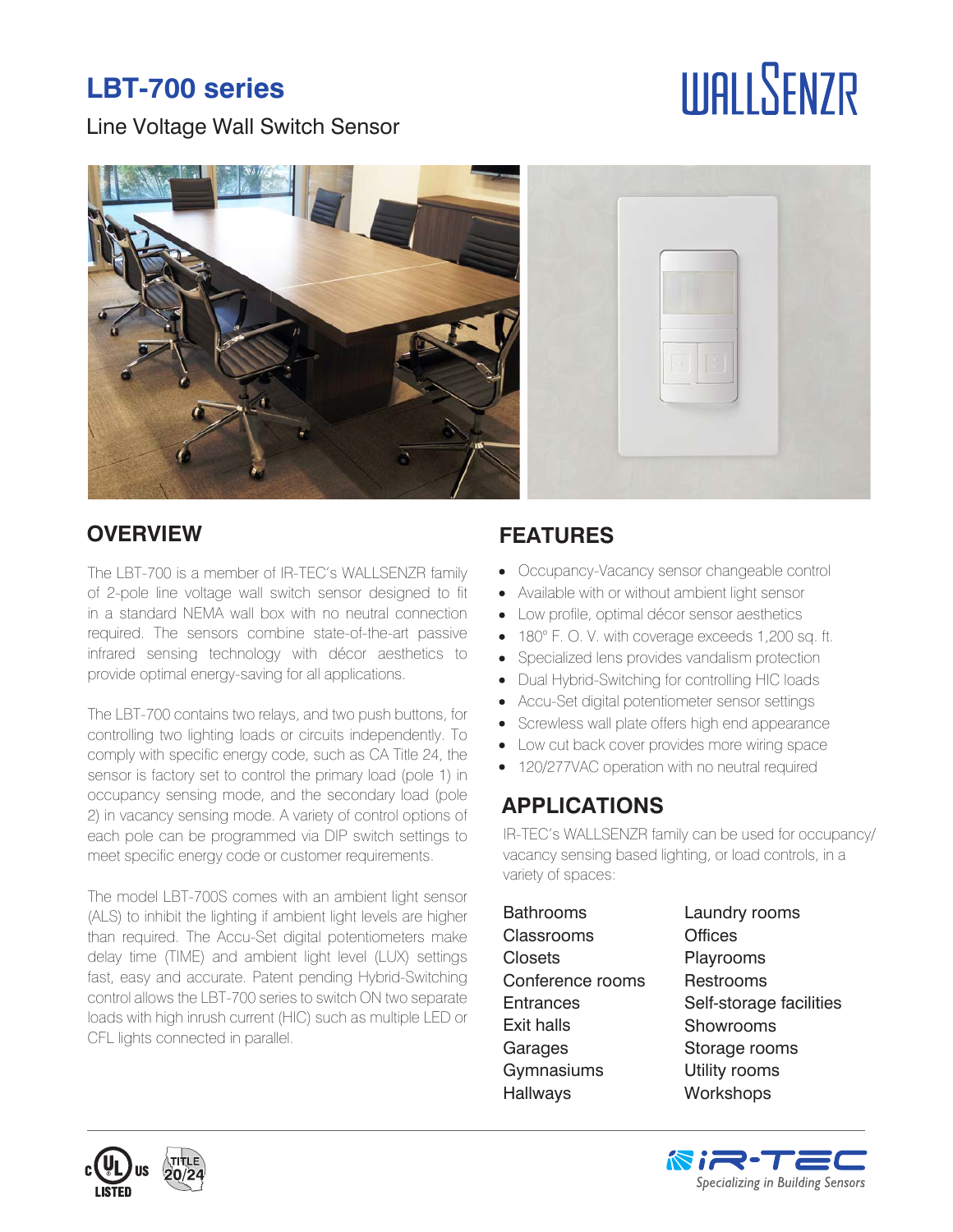# LBT-700 series

Line Voltage Wall Switch Sensor

WALLSENZR

## OVERVIEW

The LBT-700 is a member of IR-TEC's WALLSENZR family of 2-pole line voltage wall switch sensor designed to fit in a standard NEMA wall box with no neutral connection required. The sensors combine state-of-the-art passive infrared sensing technology with décor aesthetics to provide optimal energy-saving for all applications.

The LBT-700 contains two relays, and two push buttons, for controlling two lighting loads or circuits independently. To comply with specific energy code, such as CA Title 24, the sensor is factory set to control the primary load (pole 1) in occupancy sensing mode, and the secondary load (pole 2) in vacancy sensing mode. A variety of control options of each pole can be programmed via DIP switch settings to meet specific energy code or customer requirements.

The model LBT-700S comes with an ambient light sensor (ALS) to inhibit the lighting if ambient light levels are higher than required. The Accu-Set digital potentiometers make delay time (TIME) and ambient light level (LUX) settings fast, easy and accurate. Patent pending Hybrid-Switching control allows the LBT-700 series to switch ON two separate loads with high inrush current (HIC) such as multiple LED or CFL lights connected in parallel.

## FEATURES

- Occupancy-Vacancy sensor changeable control
- Available with or without ambient light sensor
- Low profile, optimal décor sensor aesthetics
- 180° F. O. V. with coverage exceeds 1,200 sq. ft.
- Specialized lens provides vandalism protection
- Dual Hybrid-Switching for controlling HIC loads
- Accu-Set digital potentiometer sensor settings
- Screwless wall plate offers high end appearance
- Low cut back cover provides more wiring space
- 120/277VAC operation with no neutral required

## APPLICATIONS

IR-TEC's WALLSENZR family can be used for occupancy/vacancy sensing based lighting, or load controls, in a variety of spaces:

- Bathrooms
- Classrooms
- Closets
- Conference rooms
- Entrances
- Exit halls
- Garages
- Gymnasiums
- Hallways
- Laundry rooms
- Offices
- Playrooms
- Restrooms
- Self-storage facilities
- Showrooms
- Storage rooms
- Utility rooms
- Workshops

c UL US LISTED | TITLE 20/24

IR-TEC — Specializing in Building Sensors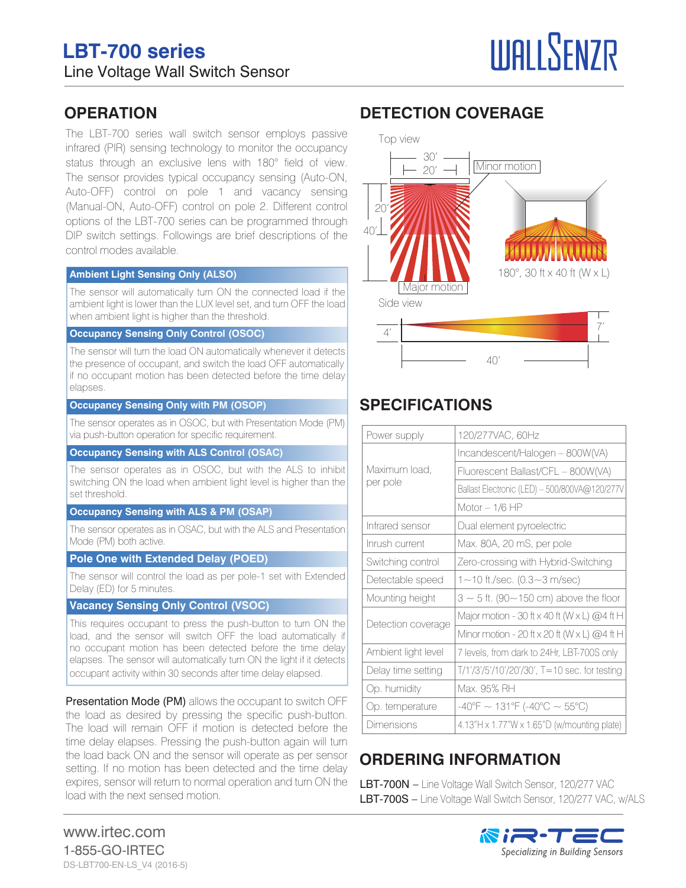# LBT-700 series
Line Voltage Wall Switch Sensor

WALLSENZR

## OPERATION

The LBT-700 series wall switch sensor employs passive infrared (PIR) sensing technology to monitor the occupancy status through an exclusive lens with 180° field of view. The sensor provides typical occupancy sensing (Auto-ON, Auto-OFF) control on pole 1 and vacancy sensing (Manual-ON, Auto-OFF) control on pole 2. Different control options of the LBT-700 series can be programmed through DIP switch settings. Followings are brief descriptions of the control modes available.

**Ambient Light Sensing Only (ALSO)**

The sensor will automatically turn ON the connected load if the ambient light is lower than the LUX level set, and turn OFF the load when ambient light is higher than the threshold.

**Occupancy Sensing Only Control (OSOC)**

The sensor will turn the load ON automatically whenever it detects the presence of occupant, and switch the load OFF automatically if no occupant motion has been detected before the time delay elapses.

**Occupancy Sensing Only with PM (OSOP)**

The sensor operates as in OSOC, but with Presentation Mode (PM) via push-button operation for specific requirement.

**Occupancy Sensing with ALS Control (OSAC)**

The sensor operates as in OSOC, but with the ALS to inhibit switching ON the load when ambient light level is higher than the set threshold.

**Occupancy Sensing with ALS & PM (OSAP)**

The sensor operates as in OSAC, but with the ALS and Presentation Mode (PM) both active.

**Pole One with Extended Delay (POED)**

The sensor will control the load as per pole-1 set with Extended Delay (ED) for 5 minutes.

**Vacancy Sensing Only Control (VSOC)**

This requires occupant to press the push-button to turn ON the load, and the sensor will switch OFF the load automatically if no occupant motion has been detected before the time delay elapses. The sensor will automatically turn ON the light if it detects occupant activity within 30 seconds after time delay elapsed.

Presentation Mode (PM) allows the occupant to switch OFF the load as desired by pressing the specific push-button. The load will remain OFF if motion is detected before the time delay elapses. Pressing the push-button again will turn the load back ON and the sensor will operate as per sensor setting. If no motion has been detected and the time delay expires, sensor will return to normal operation and turn ON the load with the next sensed motion.

## DETECTION COVERAGE

Top view

30'
20'
20'
40'
Minor motion
Major motion
180°, 30 ft x 40 ft (W x L)

Side view

4'
7'
40'

## SPECIFICATIONS

| | |
|---|---|
| Power supply | 120/277VAC, 60Hz |
| Maximum load, per pole | Incandescent/Halogen – 800W(VA) |
| | Fluorescent Ballast/CFL – 800W(VA) |
| | Ballast Electronic (LED) – 500/800VA@120/277V |
| | Motor – 1/6 HP |
| Infrared sensor | Dual element pyroelectric |
| Inrush current | Max. 80A, 20 mS, per pole |
| Switching control | Zero-crossing with Hybrid-Switching |
| Detectable speed | 1~10 ft./sec. (0.3~3 m/sec) |
| Mounting height | 3 ~ 5 ft. (90~150 cm) above the floor |
| Detection coverage | Major motion - 30 ft x 40 ft (W x L) @4 ft H |
| | Minor motion - 20 ft x 20 ft (W x L) @4 ft H |
| Ambient light level | 7 levels, from dark to 24Hr, LBT-700S only |
| Delay time setting | T/1'/3'/5'/10'/20'/30', T=10 sec. for testing |
| Op. humidity | Max. 95% RH |
| Op. temperature | -40°F ~ 131°F (-40°C ~ 55°C) |
| Dimensions | 4.13"H x 1.77"W x 1.65"D (w/mounting plate) |

## ORDERING INFORMATION

**LBT-700N** – Line Voltage Wall Switch Sensor, 120/277 VAC
**LBT-700S** – Line Voltage Wall Switch Sensor, 120/277 VAC, w/ALS

www.irtec.com
1-855-GO-IRTEC
DS-LBT700-EN-LS_V4 (2016-5)

iR-TEC
Specializing in Building Sensors